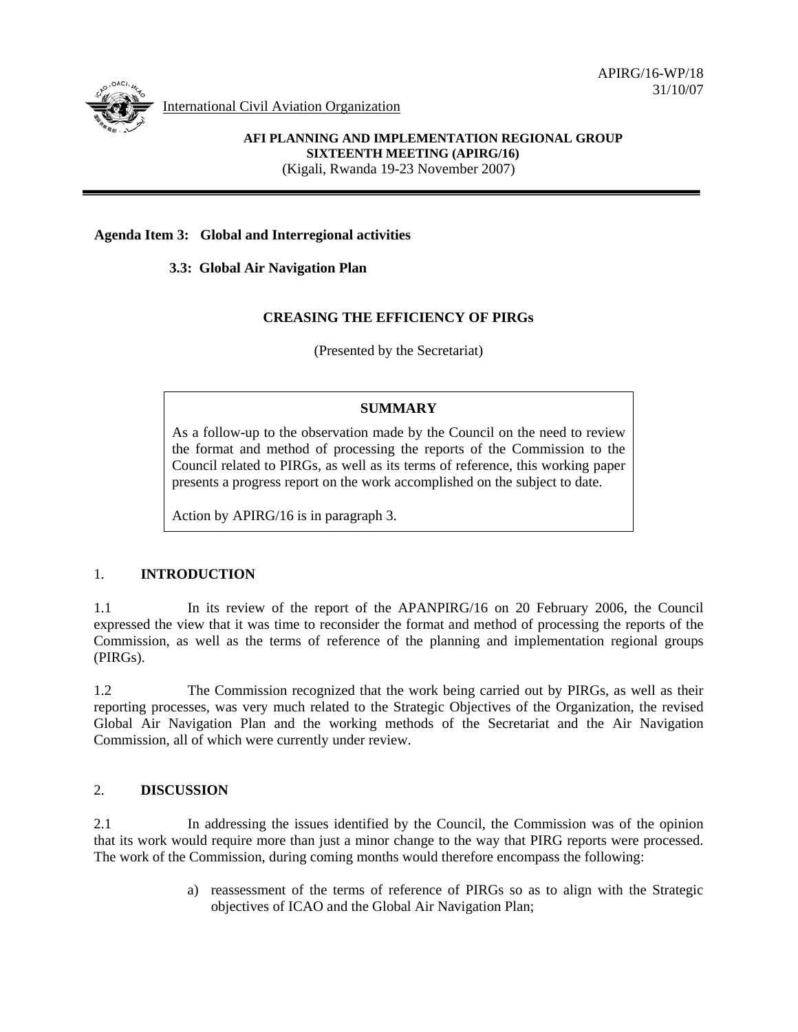APIRG/16-WP/18
31/10/07

International Civil Aviation Organization

**AFI PLANNING AND IMPLEMENTATION REGIONAL GROUP**
**SIXTEENTH MEETING (APIRG/16)**
(Kigali, Rwanda 19-23 November 2007)

---

**Agenda Item 3: Global and Interregional activities**

**3.3: Global Air Navigation Plan**

**CREASING THE EFFICIENCY OF PIRGs**

(Presented by the Secretariat)

> **SUMMARY**
>
> As a follow-up to the observation made by the Council on the need to review the format and method of processing the reports of the Commission to the Council related to PIRGs, as well as its terms of reference, this working paper presents a progress report on the work accomplished on the subject to date.
>
> Action by APIRG/16 is in paragraph 3.

## 1. INTRODUCTION

1.1 In its review of the report of the APANPIRG/16 on 20 February 2006, the Council expressed the view that it was time to reconsider the format and method of processing the reports of the Commission, as well as the terms of reference of the planning and implementation regional groups (PIRGs).

1.2 The Commission recognized that the work being carried out by PIRGs, as well as their reporting processes, was very much related to the Strategic Objectives of the Organization, the revised Global Air Navigation Plan and the working methods of the Secretariat and the Air Navigation Commission, all of which were currently under review.

## 2. DISCUSSION

2.1 In addressing the issues identified by the Council, the Commission was of the opinion that its work would require more than just a minor change to the way that PIRG reports were processed. The work of the Commission, during coming months would therefore encompass the following:

a) reassessment of the terms of reference of PIRGs so as to align with the Strategic objectives of ICAO and the Global Air Navigation Plan;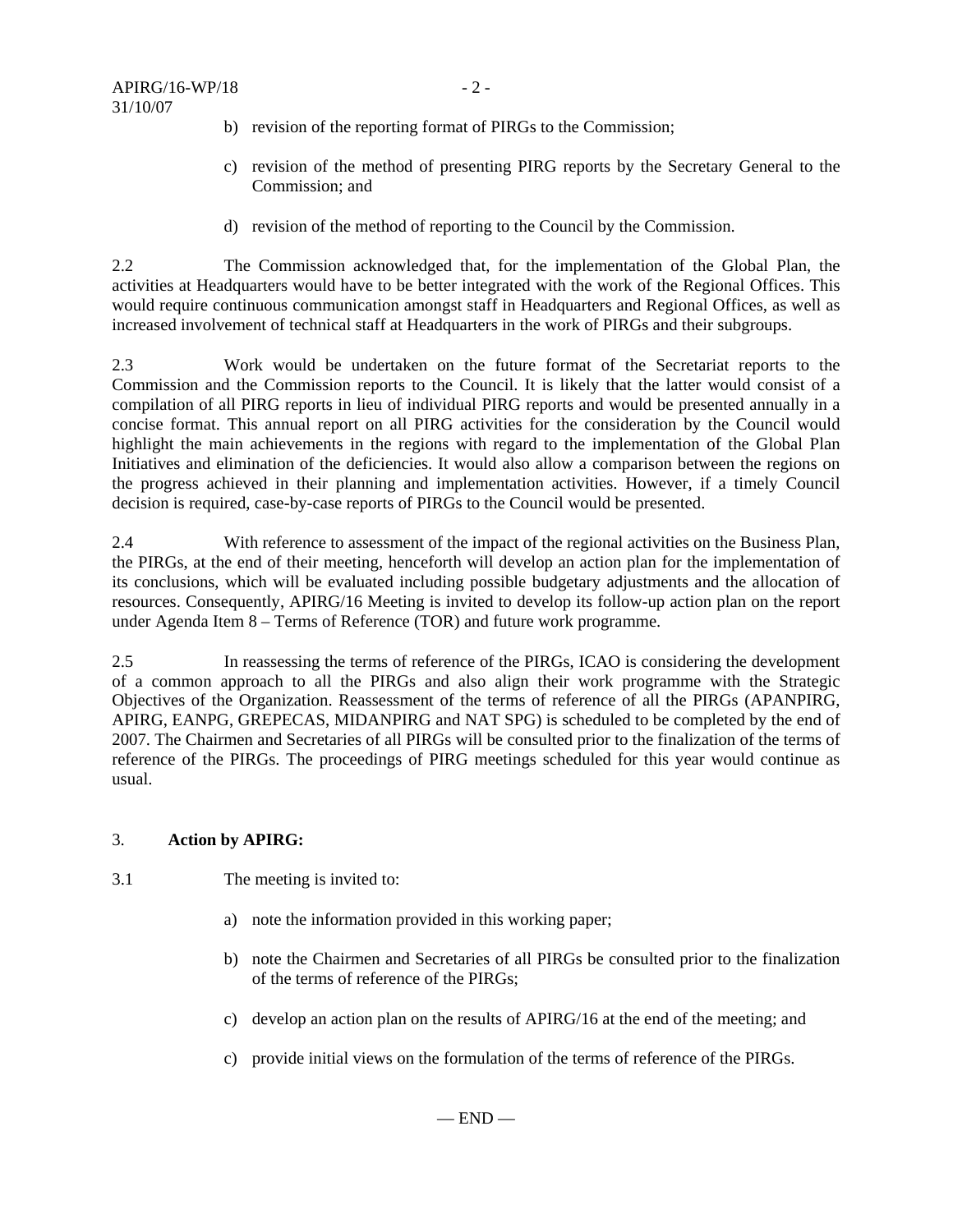b) revision of the reporting format of PIRGs to the Commission;

c) revision of the method of presenting PIRG reports by the Secretary General to the Commission; and

d) revision of the method of reporting to the Council by the Commission.

2.2 The Commission acknowledged that, for the implementation of the Global Plan, the activities at Headquarters would have to be better integrated with the work of the Regional Offices. This would require continuous communication amongst staff in Headquarters and Regional Offices, as well as increased involvement of technical staff at Headquarters in the work of PIRGs and their subgroups.

2.3 Work would be undertaken on the future format of the Secretariat reports to the Commission and the Commission reports to the Council. It is likely that the latter would consist of a compilation of all PIRG reports in lieu of individual PIRG reports and would be presented annually in a concise format. This annual report on all PIRG activities for the consideration by the Council would highlight the main achievements in the regions with regard to the implementation of the Global Plan Initiatives and elimination of the deficiencies. It would also allow a comparison between the regions on the progress achieved in their planning and implementation activities. However, if a timely Council decision is required, case-by-case reports of PIRGs to the Council would be presented.

2.4 With reference to assessment of the impact of the regional activities on the Business Plan, the PIRGs, at the end of their meeting, henceforth will develop an action plan for the implementation of its conclusions, which will be evaluated including possible budgetary adjustments and the allocation of resources. Consequently, APIRG/16 Meeting is invited to develop its follow-up action plan on the report under Agenda Item 8 – Terms of Reference (TOR) and future work programme.

2.5 In reassessing the terms of reference of the PIRGs, ICAO is considering the development of a common approach to all the PIRGs and also align their work programme with the Strategic Objectives of the Organization. Reassessment of the terms of reference of all the PIRGs (APANPIRG, APIRG, EANPG, GREPECAS, MIDANPIRG and NAT SPG) is scheduled to be completed by the end of 2007. The Chairmen and Secretaries of all PIRGs will be consulted prior to the finalization of the terms of reference of the PIRGs. The proceedings of PIRG meetings scheduled for this year would continue as usual.

## 3. **Action by APIRG:**

3.1 The meeting is invited to:

a) note the information provided in this working paper;

b) note the Chairmen and Secretaries of all PIRGs be consulted prior to the finalization of the terms of reference of the PIRGs;

c) develop an action plan on the results of APIRG/16 at the end of the meeting; and

c) provide initial views on the formulation of the terms of reference of the PIRGs.

— END —